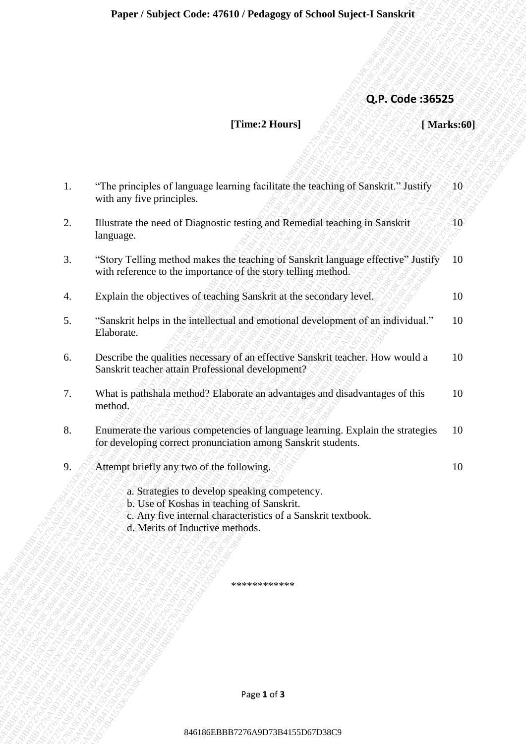**Paper / Subject Code: 47610 / Pedagogy of School Suject-I Sanskrit**

**Q.P. Code :36525**

**[Time:2 Hours]** **[ Marks:60]**

| | | |
|---|---|---|
| 1. | "The principles of language learning facilitate the teaching of Sanskrit." Justify with any five principles. | 10 |
| 2. | Illustrate the need of Diagnostic testing and Remedial teaching in Sanskrit language. | 10 |
| 3. | "Story Telling method makes the teaching of Sanskrit language effective" Justify with reference to the importance of the story telling method. | 10 |
| 4. | Explain the objectives of teaching Sanskrit at the secondary level. | 10 |
| 5. | "Sanskrit helps in the intellectual and emotional development of an individual." Elaborate. | 10 |
| 6. | Describe the qualities necessary of an effective Sanskrit teacher. How would a Sanskrit teacher attain Professional development? | 10 |
| 7. | What is pathshala method? Elaborate an advantages and disadvantages of this method. | 10 |
| 8. | Enumerate the various competencies of language learning. Explain the strategies for developing correct pronunciation among Sanskrit students. | 10 |
| 9. | Attempt briefly any two of the following. | 10 |

a. Strategies to develop speaking competency.
b. Use of Koshas in teaching of Sanskrit.
c. Any five internal characteristics of a Sanskrit textbook.
d. Merits of Inductive methods.

************

846186EBBB7276A9D73B4155D67D38C9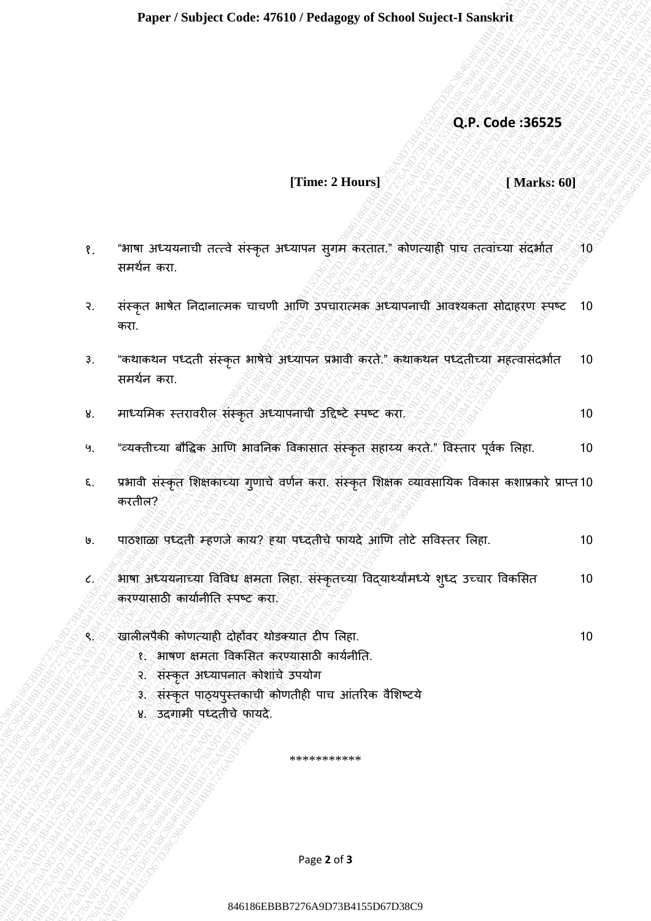**Q.P. Code :36525**

**[Time: 2 Hours]** **[ Marks: 60]**

१. "भाषा अध्ययनाची तत्त्वे संस्कृत अध्यापन सुगम करतात." कोणत्याही पाच तत्वांच्या संदर्भात समर्थन करा. 10

२. संस्कृत भाषेत निदानात्मक चाचणी आणि उपचारात्मक अध्यापनाची आवश्यकता सोदाहरण स्पष्ट करा. 10

३. "कथाकथन पध्दती संस्कृत भाषेचे अध्यापन प्रभावी करते." कथाकथन पध्दतीच्या महत्वासंदर्भात समर्थन करा. 10

४. माध्यमिक स्तरावरील संस्कृत अध्यापनाची उद्दिष्टे स्पष्ट करा. 10

५. "व्यक्तीच्या बौद्धिक आणि भावनिक विकासात संस्कृत सहाय्य करते." विस्तार पूर्वक लिहा. 10

६. प्रभावी संस्कृत शिक्षकाच्या गुणाचे वर्णन करा. संस्कृत शिक्षक व्यावसायिक विकास कशाप्रकारे प्राप्त करतील? 10

७. पाठशाळा पध्दती म्हणजे काय? ह्या पध्दतीचे फायदे आणि तोटे सविस्तर लिहा. 10

८. भाषा अध्ययनाच्या विविध क्षमता लिहा. संस्कृतच्या विद्यार्थ्यांमध्ये शुध्द उच्चार विकसित करण्यासाठी कार्यानीति स्पष्ट करा. 10

९. खालीलपैकी कोणत्याही दोहोंवर थोडक्यात टीप लिहा. 10

   १. भाषण क्षमता विकसित करण्यासाठी कार्यनीति.
   २. संस्कृत अध्यापनात कोशांचे उपयोग
   ३. संस्कृत पाठ्यपुस्तकाची कोणतीही पाच आंतरिक वैशिष्टये
   ४. उदगामी पध्दतीचे फायदे.

***********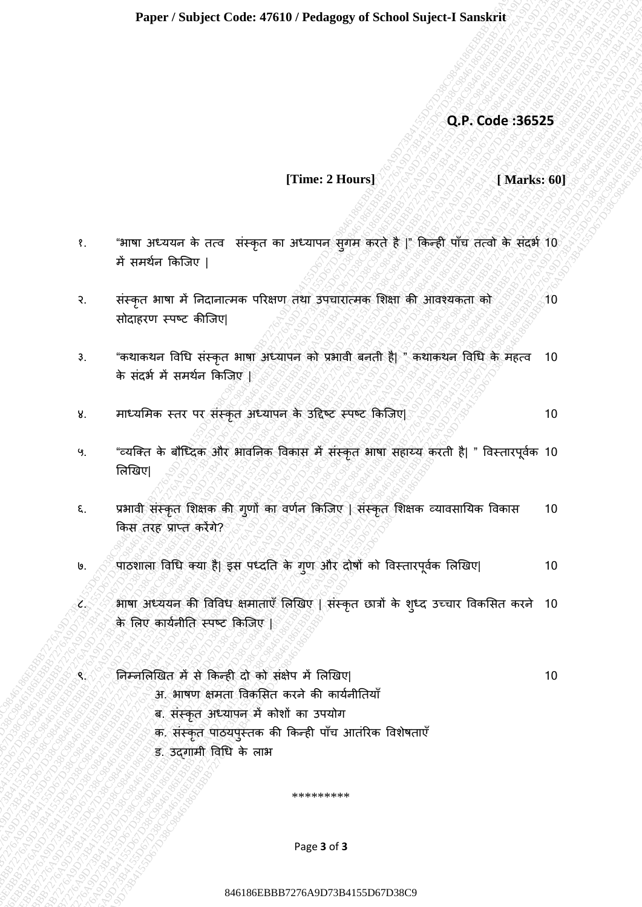Paper / Subject Code: 47610 / Pedagogy of School Suject-I Sanskrit

**Q.P. Code :36525**

**[Time: 2 Hours]** **[ Marks: 60]**

१. "भाषा अध्ययन के तत्व संस्कृत का अध्यापन सुगम करते है |" किन्ही पाँच तत्वो के संदर्भ में समर्थन किजिए | 10

२. संस्कृत भाषा में निदानात्मक परिक्षण तथा उपचारात्मक शिक्षा की आवश्यकता को सोदाहरण स्पष्ट कीजिए| 10

३. "कथाकथन विधि संस्कृत भाषा अध्यापन को प्रभावी बनती है| " कथाकथन विधि के महत्व के संदर्भ में समर्थन किजिए | 10

४. माध्यमिक स्तर पर संस्कृत अध्यापन के उद्दिष्ट स्पष्ट किजिए| 10

५. "व्यक्ति के बौध्दिक और भावनिक विकास में संस्कृत भाषा सहाय्य करती है| " विस्तारपूर्वक लिखिए| 10

६. प्रभावी संस्कृत शिक्षक की गुणों का वर्णन किजिए | संस्कृत शिक्षक व्यावसायिक विकास किस तरह प्राप्त करेंगे? 10

७. पाठशाला विधि क्या है| इस पध्दति के गुण और दोषों को विस्तारपूर्वक लिखिए| 10

८. भाषा अध्ययन की विविध क्षमताएँ लिखिए | संस्कृत छात्रों के शुध्द उच्चार विकसित करने के लिए कार्यनीति स्पष्ट किजिए | 10

९. निम्नलिखित में से किन्ही दो को संक्षेप में लिखिए| 10

अ. भाषण क्षमता विकसित करने की कार्यनीतियाँ

ब. संस्कृत अध्यापन में कोशों का उपयोग

क. संस्कृत पाठयपुस्तक की किन्ही पाँच आतंरिक विशेषताएँ

ड. उद्गामी विधि के लाभ

*********

846186EBBB7276A9D73B4155D67D38C9